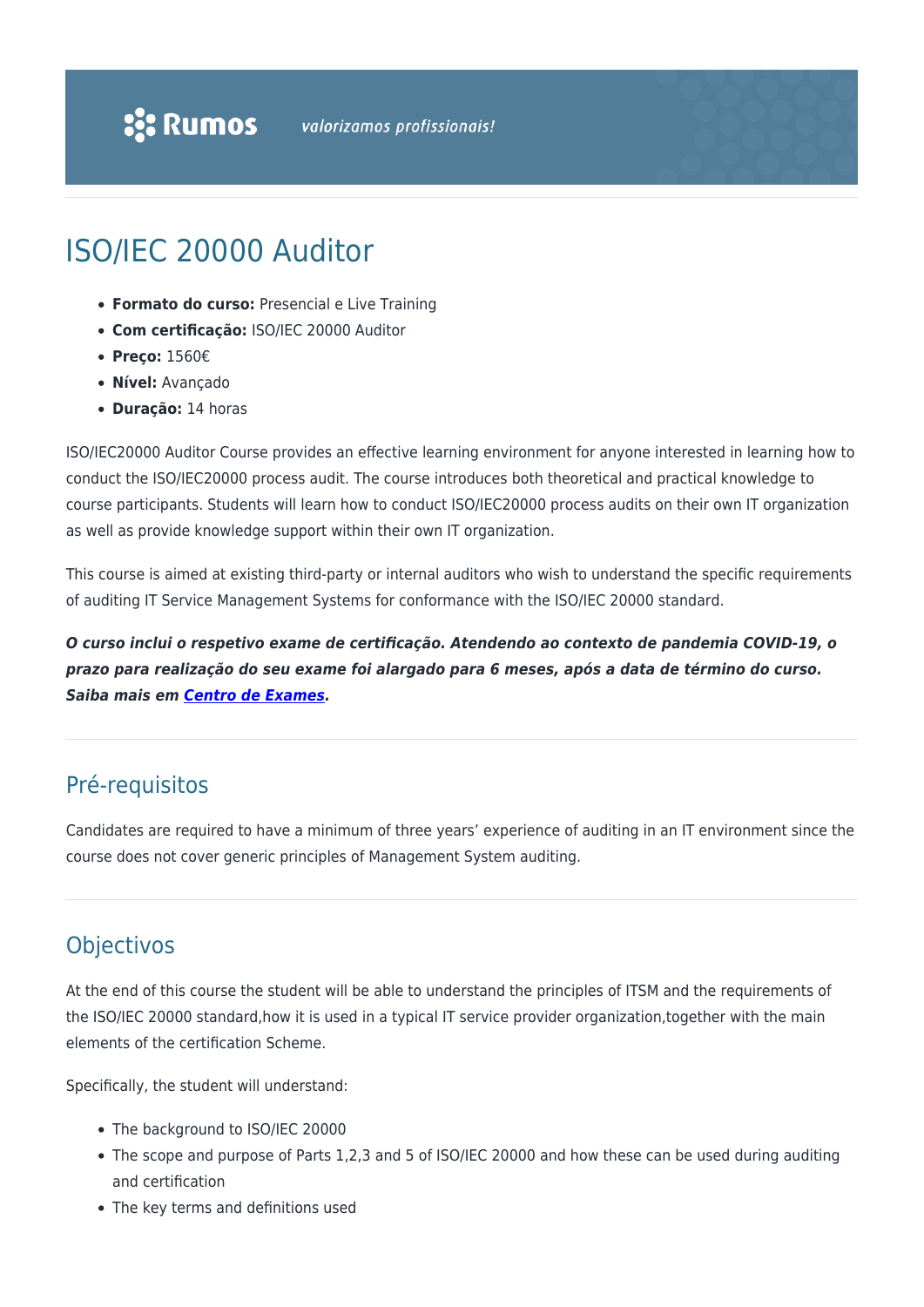# ISO/IEC 20000 Auditor

- **Formato do curso:** Presencial e Live Training
- **Com certificação:** ISO/IEC 20000 Auditor
- **Preço:** 1560€
- **Nível:** Avançado
- **Duração:** 14 horas

ISO/IEC20000 Auditor Course provides an effective learning environment for anyone interested in learning how to conduct the ISO/IEC20000 process audit. The course introduces both theoretical and practical knowledge to course participants. Students will learn how to conduct ISO/IEC20000 process audits on their own IT organization as well as provide knowledge support within their own IT organization.

This course is aimed at existing third-party or internal auditors who wish to understand the specific requirements of auditing IT Service Management Systems for conformance with the ISO/IEC 20000 standard.

***O curso inclui o respetivo exame de certificação. Atendendo ao contexto de pandemia COVID-19, o prazo para realização do seu exame foi alargado para 6 meses, após a data de término do curso. Saiba mais em Centro de Exames.***

## Pré-requisitos

Candidates are required to have a minimum of three years' experience of auditing in an IT environment since the course does not cover generic principles of Management System auditing.

## Objectivos

At the end of this course the student will be able to understand the principles of ITSM and the requirements of the ISO/IEC 20000 standard,how it is used in a typical IT service provider organization,together with the main elements of the certification Scheme.

Specifically, the student will understand:

- The background to ISO/IEC 20000
- The scope and purpose of Parts 1,2,3 and 5 of ISO/IEC 20000 and how these can be used during auditing and certification
- The key terms and definitions used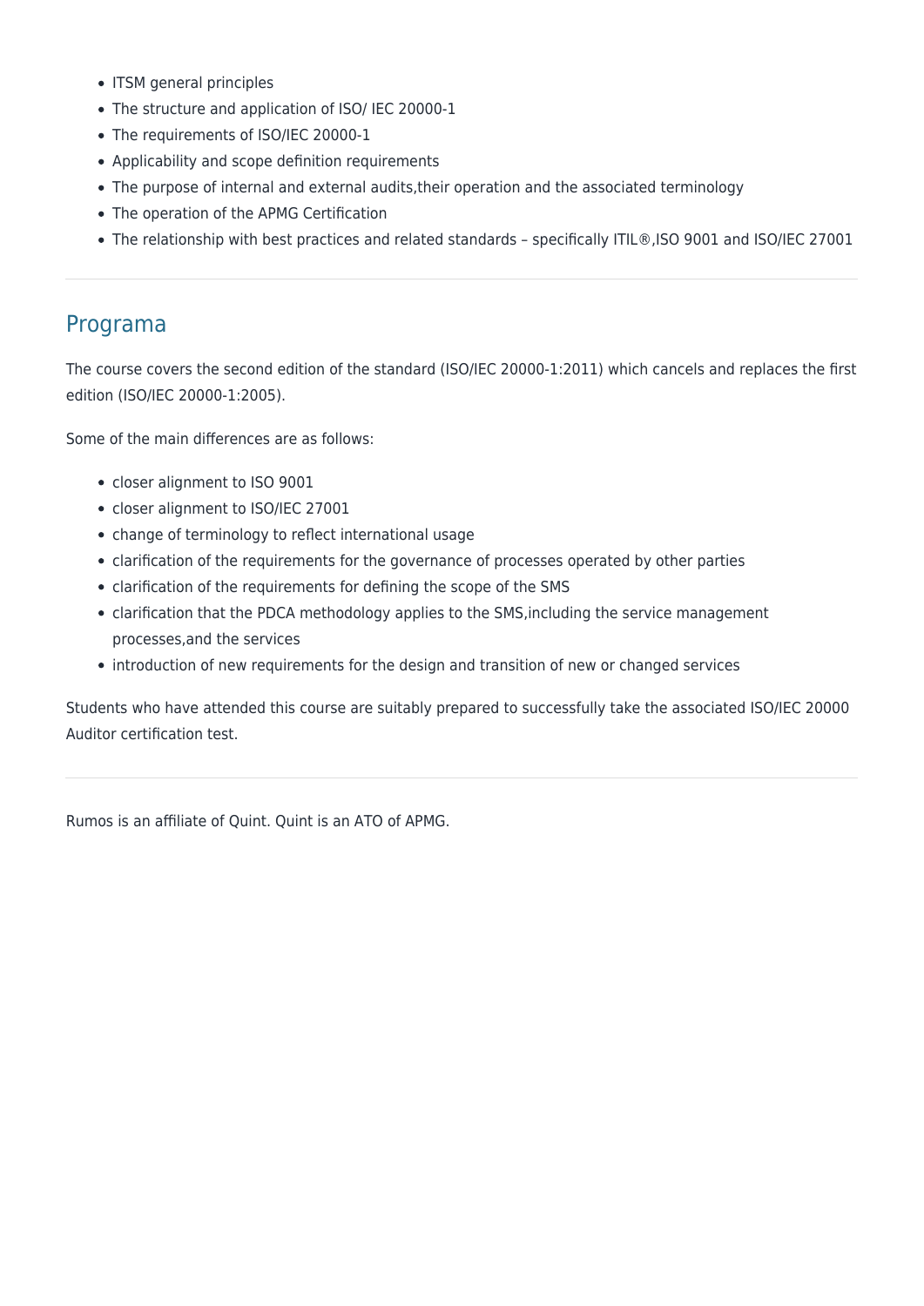- ITSM general principles
- The structure and application of ISO/ IEC 20000-1
- The requirements of ISO/IEC 20000-1
- Applicability and scope definition requirements
- The purpose of internal and external audits,their operation and the associated terminology
- The operation of the APMG Certification
- The relationship with best practices and related standards – specifically ITIL®,ISO 9001 and ISO/IEC 27001

## Programa

The course covers the second edition of the standard (ISO/IEC 20000-1:2011) which cancels and replaces the first edition (ISO/IEC 20000-1:2005).

Some of the main differences are as follows:

- closer alignment to ISO 9001
- closer alignment to ISO/IEC 27001
- change of terminology to reflect international usage
- clarification of the requirements for the governance of processes operated by other parties
- clarification of the requirements for defining the scope of the SMS
- clarification that the PDCA methodology applies to the SMS,including the service management processes,and the services
- introduction of new requirements for the design and transition of new or changed services

Students who have attended this course are suitably prepared to successfully take the associated ISO/IEC 20000 Auditor certification test.

Rumos is an affiliate of Quint. Quint is an ATO of APMG.